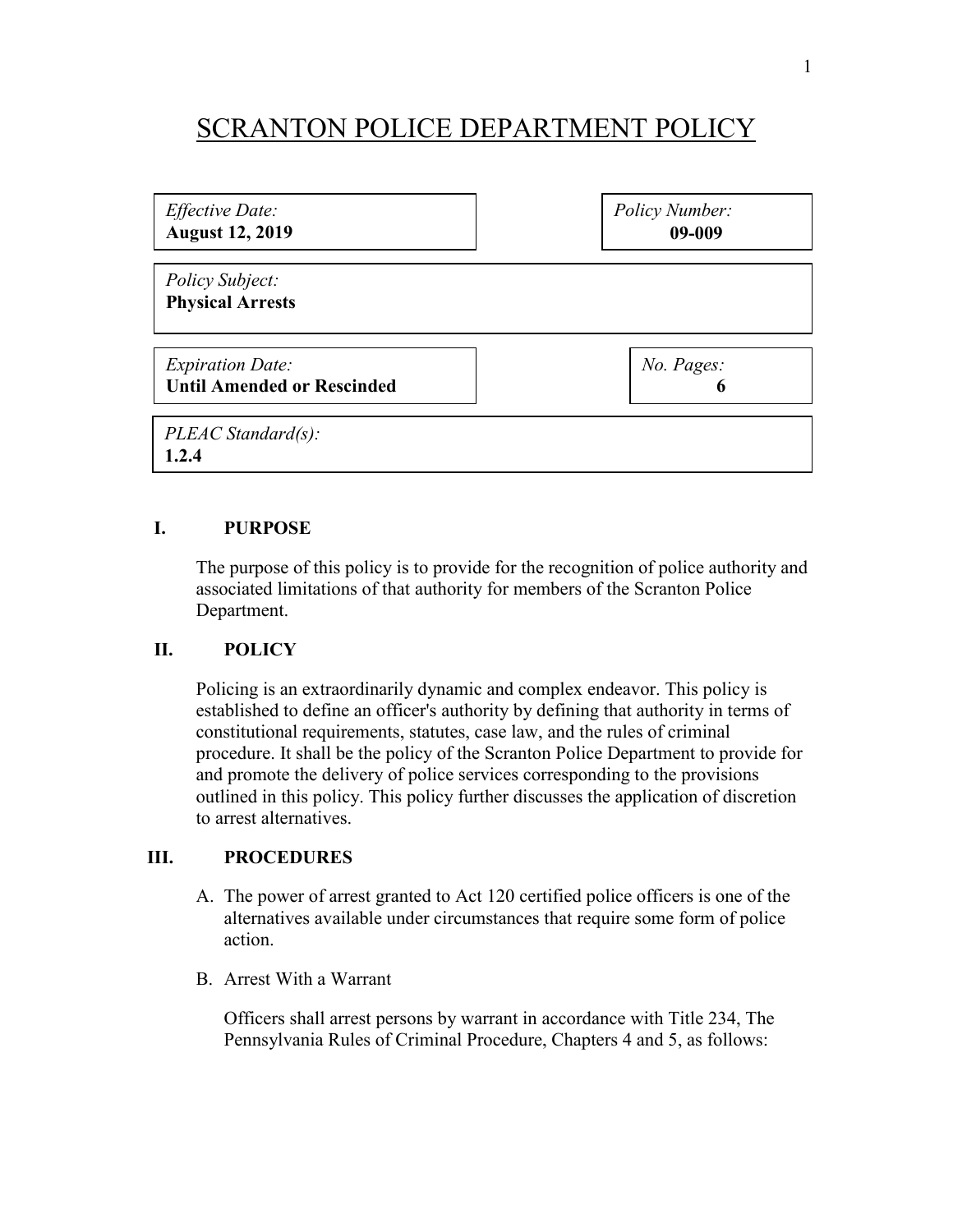# SCRANTON POLICE DEPARTMENT POLICY

| *Effective Date:* | *Policy Number:* |
|---|---|
| **August 12, 2019** | **09-009** |

*Policy Subject:*
**Physical Arrests**

| *Expiration Date:* | *No. Pages:* |
|---|---|
| **Until Amended or Rescinded** | **6** |

*PLEAC Standard(s):*
**1.2.4**

## I. PURPOSE

The purpose of this policy is to provide for the recognition of police authority and associated limitations of that authority for members of the Scranton Police Department.

## II. POLICY

Policing is an extraordinarily dynamic and complex endeavor. This policy is established to define an officer's authority by defining that authority in terms of constitutional requirements, statutes, case law, and the rules of criminal procedure. It shall be the policy of the Scranton Police Department to provide for and promote the delivery of police services corresponding to the provisions outlined in this policy. This policy further discusses the application of discretion to arrest alternatives.

## III. PROCEDURES

A. The power of arrest granted to Act 120 certified police officers is one of the alternatives available under circumstances that require some form of police action.

B. Arrest With a Warrant

Officers shall arrest persons by warrant in accordance with Title 234, The Pennsylvania Rules of Criminal Procedure, Chapters 4 and 5, as follows: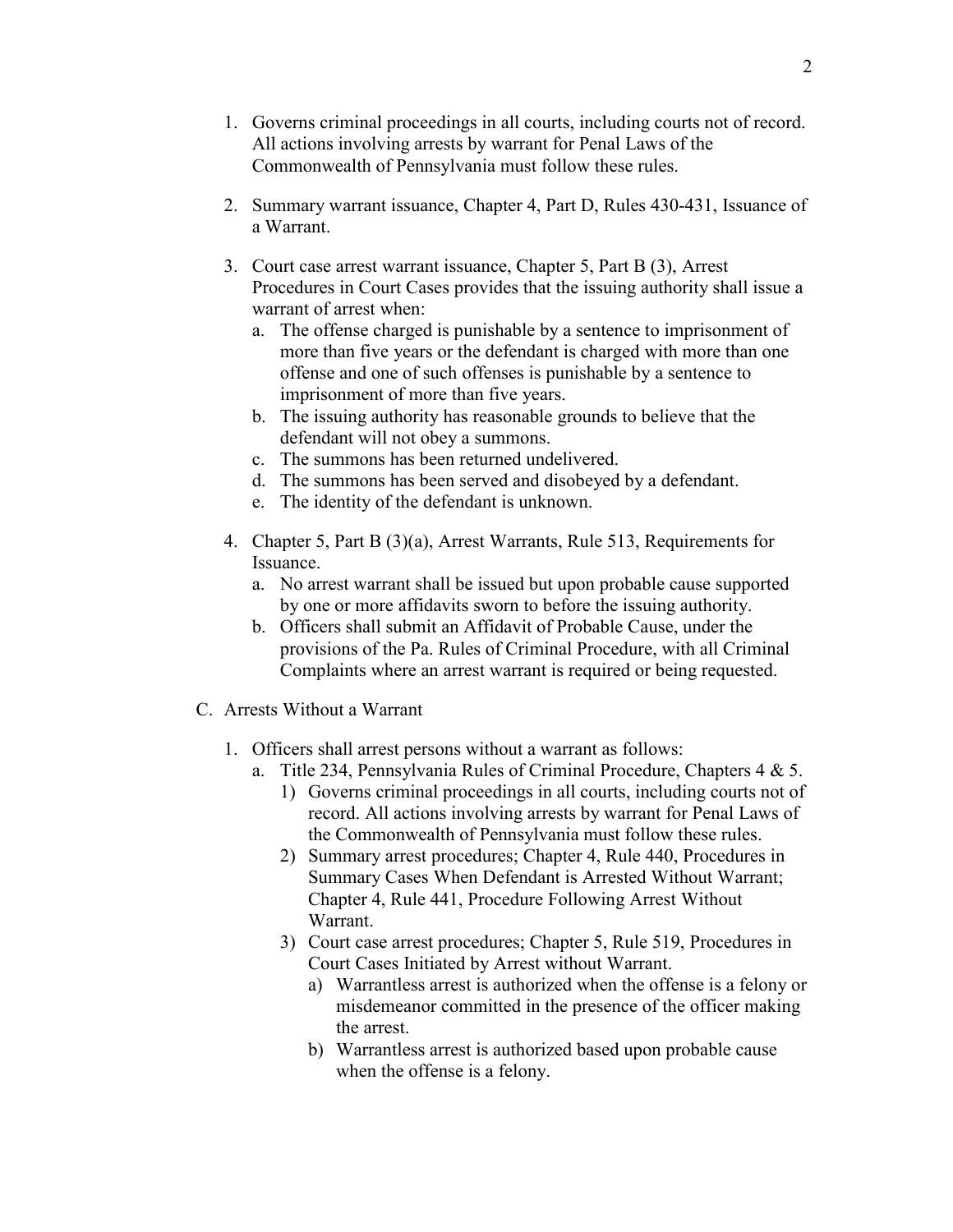1. Governs criminal proceedings in all courts, including courts not of record. All actions involving arrests by warrant for Penal Laws of the Commonwealth of Pennsylvania must follow these rules.

2. Summary warrant issuance, Chapter 4, Part D, Rules 430-431, Issuance of a Warrant.

3. Court case arrest warrant issuance, Chapter 5, Part B (3), Arrest Procedures in Court Cases provides that the issuing authority shall issue a warrant of arrest when:
   a. The offense charged is punishable by a sentence to imprisonment of more than five years or the defendant is charged with more than one offense and one of such offenses is punishable by a sentence to imprisonment of more than five years.
   b. The issuing authority has reasonable grounds to believe that the defendant will not obey a summons.
   c. The summons has been returned undelivered.
   d. The summons has been served and disobeyed by a defendant.
   e. The identity of the defendant is unknown.

4. Chapter 5, Part B (3)(a), Arrest Warrants, Rule 513, Requirements for Issuance.
   a. No arrest warrant shall be issued but upon probable cause supported by one or more affidavits sworn to before the issuing authority.
   b. Officers shall submit an Affidavit of Probable Cause, under the provisions of the Pa. Rules of Criminal Procedure, with all Criminal Complaints where an arrest warrant is required or being requested.

C. Arrests Without a Warrant

1. Officers shall arrest persons without a warrant as follows:
   a. Title 234, Pennsylvania Rules of Criminal Procedure, Chapters 4 & 5.
      1) Governs criminal proceedings in all courts, including courts not of record. All actions involving arrests by warrant for Penal Laws of the Commonwealth of Pennsylvania must follow these rules.
      2) Summary arrest procedures; Chapter 4, Rule 440, Procedures in Summary Cases When Defendant is Arrested Without Warrant; Chapter 4, Rule 441, Procedure Following Arrest Without Warrant.
      3) Court case arrest procedures; Chapter 5, Rule 519, Procedures in Court Cases Initiated by Arrest without Warrant.
         a) Warrantless arrest is authorized when the offense is a felony or misdemeanor committed in the presence of the officer making the arrest.
         b) Warrantless arrest is authorized based upon probable cause when the offense is a felony.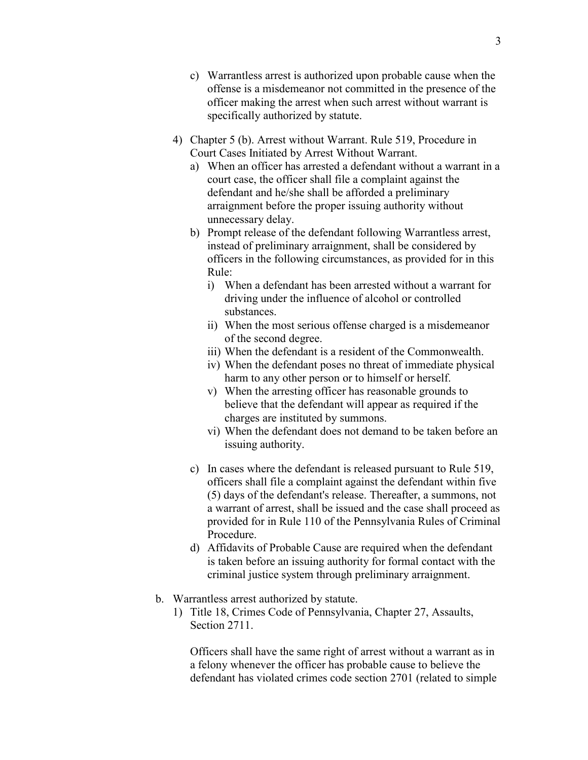c) Warrantless arrest is authorized upon probable cause when the offense is a misdemeanor not committed in the presence of the officer making the arrest when such arrest without warrant is specifically authorized by statute.

4) Chapter 5 (b). Arrest without Warrant. Rule 519, Procedure in Court Cases Initiated by Arrest Without Warrant.
   a) When an officer has arrested a defendant without a warrant in a court case, the officer shall file a complaint against the defendant and he/she shall be afforded a preliminary arraignment before the proper issuing authority without unnecessary delay.
   b) Prompt release of the defendant following Warrantless arrest, instead of preliminary arraignment, shall be considered by officers in the following circumstances, as provided for in this Rule:
      i) When a defendant has been arrested without a warrant for driving under the influence of alcohol or controlled substances.
      ii) When the most serious offense charged is a misdemeanor of the second degree.
      iii) When the defendant is a resident of the Commonwealth.
      iv) When the defendant poses no threat of immediate physical harm to any other person or to himself or herself.
      v) When the arresting officer has reasonable grounds to believe that the defendant will appear as required if the charges are instituted by summons.
      vi) When the defendant does not demand to be taken before an issuing authority.

   c) In cases where the defendant is released pursuant to Rule 519, officers shall file a complaint against the defendant within five (5) days of the defendant's release. Thereafter, a summons, not a warrant of arrest, shall be issued and the case shall proceed as provided for in Rule 110 of the Pennsylvania Rules of Criminal Procedure.
   d) Affidavits of Probable Cause are required when the defendant is taken before an issuing authority for formal contact with the criminal justice system through preliminary arraignment.

b. Warrantless arrest authorized by statute.
   1) Title 18, Crimes Code of Pennsylvania, Chapter 27, Assaults, Section 2711.

      Officers shall have the same right of arrest without a warrant as in a felony whenever the officer has probable cause to believe the defendant has violated crimes code section 2701 (related to simple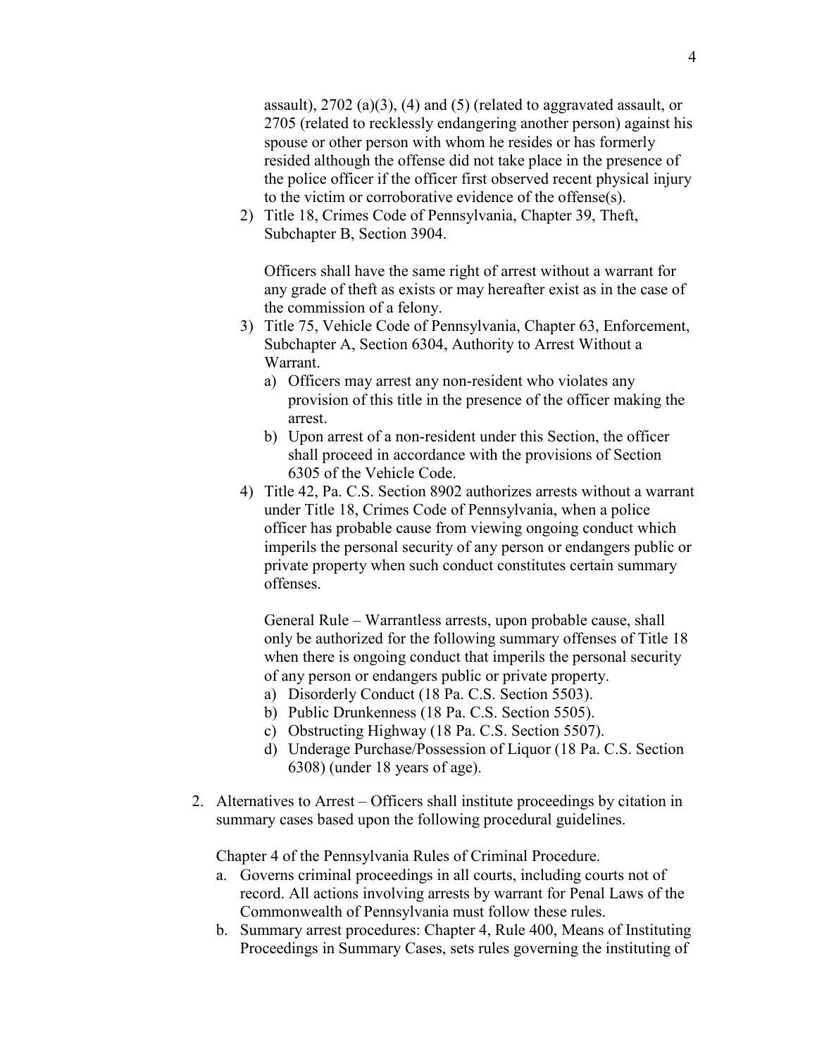assault), 2702 (a)(3), (4) and (5) (related to aggravated assault, or 2705 (related to recklessly endangering another person) against his spouse or other person with whom he resides or has formerly resided although the offense did not take place in the presence of the police officer if the officer first observed recent physical injury to the victim or corroborative evidence of the offense(s).

2) Title 18, Crimes Code of Pennsylvania, Chapter 39, Theft, Subchapter B, Section 3904.

   Officers shall have the same right of arrest without a warrant for any grade of theft as exists or may hereafter exist as in the case of the commission of a felony.

3) Title 75, Vehicle Code of Pennsylvania, Chapter 63, Enforcement, Subchapter A, Section 6304, Authority to Arrest Without a Warrant.
   a) Officers may arrest any non-resident who violates any provision of this title in the presence of the officer making the arrest.
   b) Upon arrest of a non-resident under this Section, the officer shall proceed in accordance with the provisions of Section 6305 of the Vehicle Code.

4) Title 42, Pa. C.S. Section 8902 authorizes arrests without a warrant under Title 18, Crimes Code of Pennsylvania, when a police officer has probable cause from viewing ongoing conduct which imperils the personal security of any person or endangers public or private property when such conduct constitutes certain summary offenses.

   General Rule – Warrantless arrests, upon probable cause, shall only be authorized for the following summary offenses of Title 18 when there is ongoing conduct that imperils the personal security of any person or endangers public or private property.
   a) Disorderly Conduct (18 Pa. C.S. Section 5503).
   b) Public Drunkenness (18 Pa. C.S. Section 5505).
   c) Obstructing Highway (18 Pa. C.S. Section 5507).
   d) Underage Purchase/Possession of Liquor (18 Pa. C.S. Section 6308) (under 18 years of age).

2. Alternatives to Arrest – Officers shall institute proceedings by citation in summary cases based upon the following procedural guidelines.

   Chapter 4 of the Pennsylvania Rules of Criminal Procedure.
   a. Governs criminal proceedings in all courts, including courts not of record. All actions involving arrests by warrant for Penal Laws of the Commonwealth of Pennsylvania must follow these rules.
   b. Summary arrest procedures: Chapter 4, Rule 400, Means of Instituting Proceedings in Summary Cases, sets rules governing the instituting of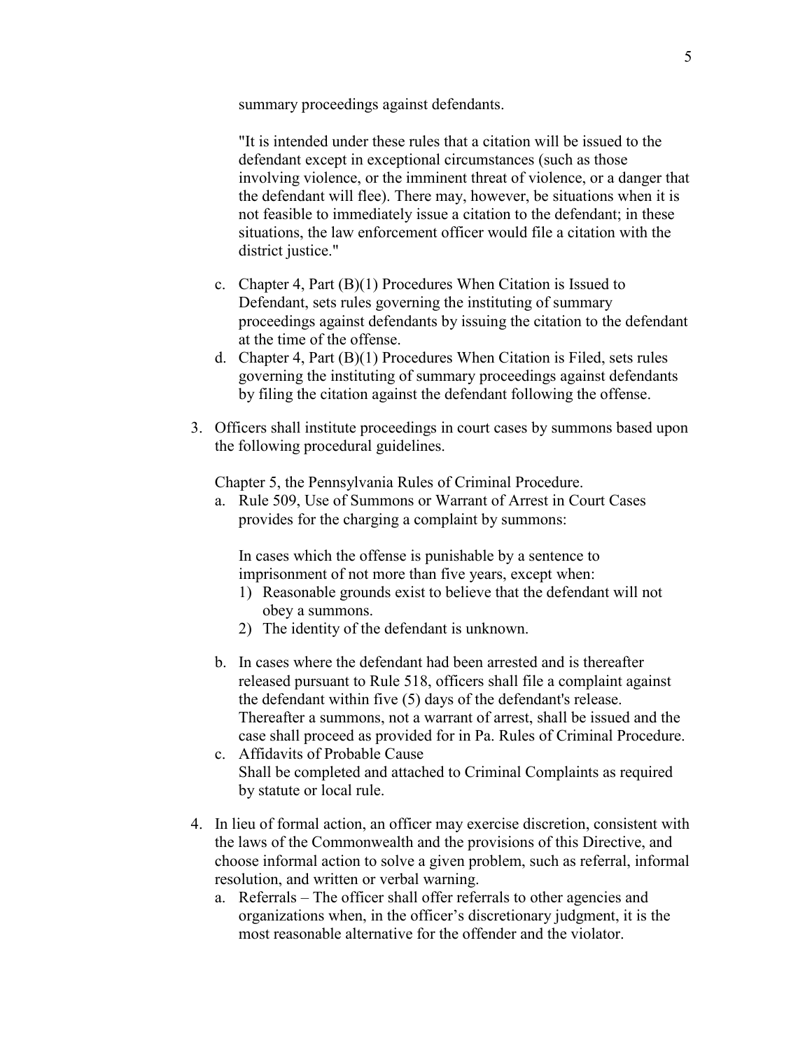summary proceedings against defendants.

"It is intended under these rules that a citation will be issued to the defendant except in exceptional circumstances (such as those involving violence, or the imminent threat of violence, or a danger that the defendant will flee). There may, however, be situations when it is not feasible to immediately issue a citation to the defendant; in these situations, the law enforcement officer would file a citation with the district justice."

c. Chapter 4, Part (B)(1) Procedures When Citation is Issued to Defendant, sets rules governing the instituting of summary proceedings against defendants by issuing the citation to the defendant at the time of the offense.
d. Chapter 4, Part (B)(1) Procedures When Citation is Filed, sets rules governing the instituting of summary proceedings against defendants by filing the citation against the defendant following the offense.

3. Officers shall institute proceedings in court cases by summons based upon the following procedural guidelines.

   Chapter 5, the Pennsylvania Rules of Criminal Procedure.

   a. Rule 509, Use of Summons or Warrant of Arrest in Court Cases provides for the charging a complaint by summons:

      In cases which the offense is punishable by a sentence to imprisonment of not more than five years, except when:
      1) Reasonable grounds exist to believe that the defendant will not obey a summons.
      2) The identity of the defendant is unknown.

   b. In cases where the defendant had been arrested and is thereafter released pursuant to Rule 518, officers shall file a complaint against the defendant within five (5) days of the defendant's release. Thereafter a summons, not a warrant of arrest, shall be issued and the case shall proceed as provided for in Pa. Rules of Criminal Procedure.
   c. Affidavits of Probable Cause
      Shall be completed and attached to Criminal Complaints as required by statute or local rule.

4. In lieu of formal action, an officer may exercise discretion, consistent with the laws of the Commonwealth and the provisions of this Directive, and choose informal action to solve a given problem, such as referral, informal resolution, and written or verbal warning.
   a. Referrals – The officer shall offer referrals to other agencies and organizations when, in the officer's discretionary judgment, it is the most reasonable alternative for the offender and the violator.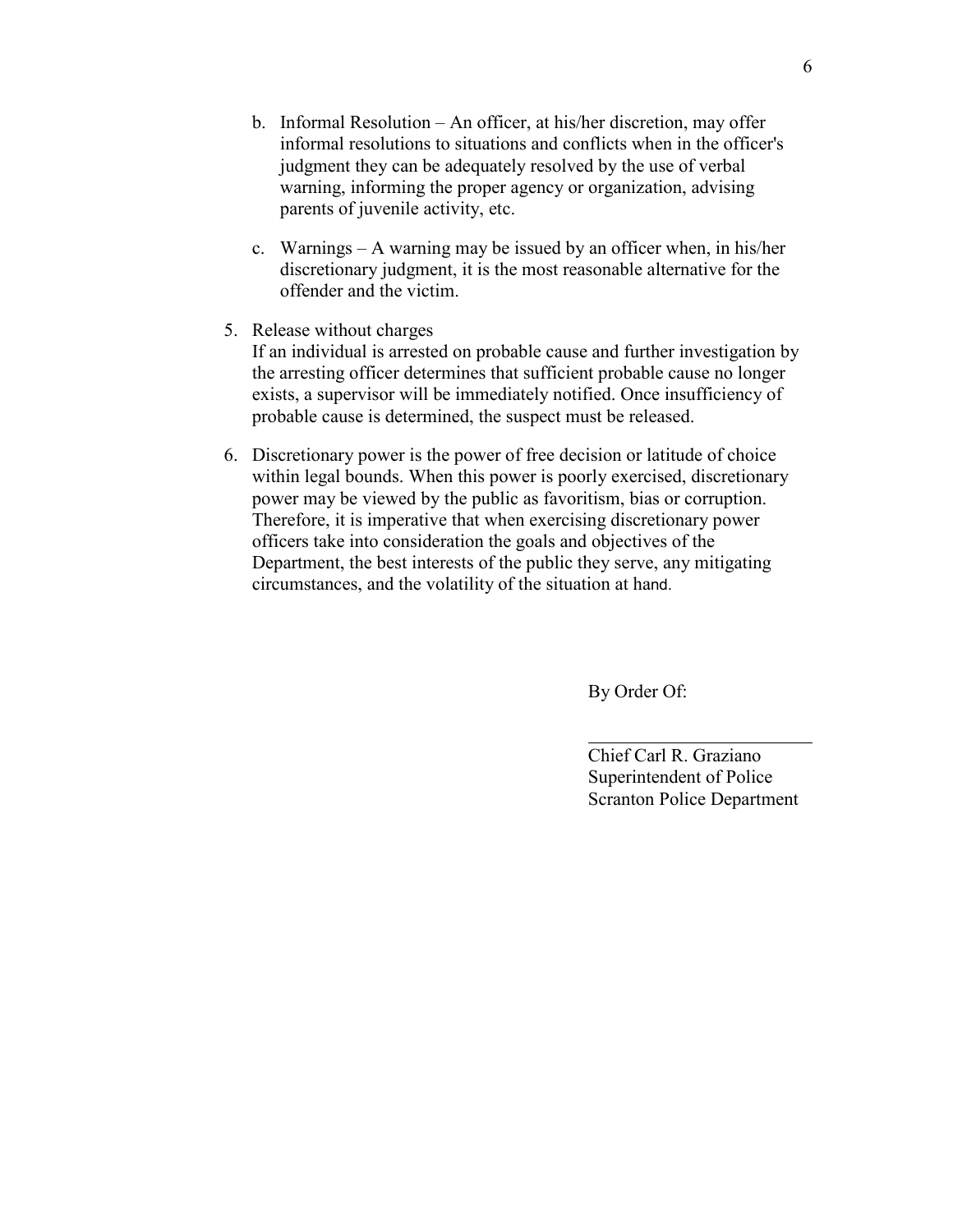b. Informal Resolution – An officer, at his/her discretion, may offer informal resolutions to situations and conflicts when in the officer's judgment they can be adequately resolved by the use of verbal warning, informing the proper agency or organization, advising parents of juvenile activity, etc.

c. Warnings – A warning may be issued by an officer when, in his/her discretionary judgment, it is the most reasonable alternative for the offender and the victim.

5. Release without charges
   If an individual is arrested on probable cause and further investigation by the arresting officer determines that sufficient probable cause no longer exists, a supervisor will be immediately notified. Once insufficiency of probable cause is determined, the suspect must be released.

6. Discretionary power is the power of free decision or latitude of choice within legal bounds. When this power is poorly exercised, discretionary power may be viewed by the public as favoritism, bias or corruption. Therefore, it is imperative that when exercising discretionary power officers take into consideration the goals and objectives of the Department, the best interests of the public they serve, any mitigating circumstances, and the volatility of the situation at hand.

By Order Of:

\_\_\_\_\_\_\_\_\_\_\_\_\_\_\_\_\_\_\_\_\_\_\_\_

Chief Carl R. Graziano
Superintendent of Police
Scranton Police Department